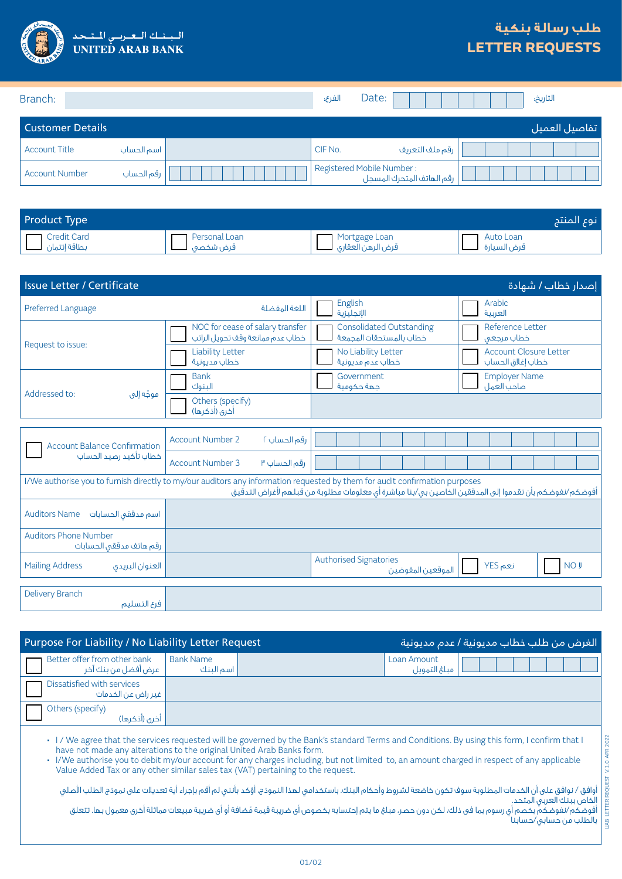# طلب رسالة بنكية
# LETTER REQUESTS

البـنـك الـعـربـي المـتـحـد
UNITED ARAB BANK

| Branch: | | الفرع: | Date: | | التاريخ: |
|---|---|---|---|---|---|

## Customer Details — تفاصيل العميل

| | | | |
|---|---|---|---|
| Account Title اسم الحساب | | CIF No. رقم ملف التعريف | |
| Account Number رقم الحساب | | Registered Mobile Number : رقم الهاتف المتحرك المسجل | |

## Product Type — نوع المنتج

| | | | |
|---|---|---|---|
| ☐ Credit Card بطاقة إئتمان | ☐ Personal Loan قرض شخصي | ☐ Mortgage Loan قرض الرهن العقاري | ☐ Auto Loan قرض السيارة |

## Issue Letter / Certificate — إصدار خطاب / شهادة

| | | | |
|---|---|---|---|
| Preferred Language اللغة المفضلة | | ☐ English الإنجليزية | ☐ Arabic العربية |
| Request to issue: | ☐ NOC for cease of salary transfer خطاب عدم ممانعة وقف تحويل الراتب | ☐ Consolidated Outstanding خطاب بالمستحقات المجمعة | ☐ Reference Letter خطاب مرجعي |
| | ☐ Liability Letter خطاب مديونية | ☐ No Liability Letter خطاب عدم مديونية | ☐ Account Closure Letter خطاب إغلاق الحساب |
| Addressed to: موجّه إلى | ☐ Bank البنوك | ☐ Government جهة حكومية | ☐ Employer Name صاحب العمل |
| | ☐ Others (specify) أخرى (أذكرها) | | |

| | | |
|---|---|---|
| ☐ Account Balance Confirmation خطاب تأكيد رصيد الحساب | Account Number 2 رقم الحساب ٢ | |
| | Account Number 3 رقم الحساب ٣ | |

I/We authorise you to furnish directly to my/our auditors any information requested by them for audit confirmation purposes
أفوضكم/نفوضكم بأن تقدموا إلى المدققين الخاصين بي/بنا مباشرة أي معلومات مطلوبة من قبلهم لأغراض التدقيق

| | | | | |
|---|---|---|---|---|
| Auditors Name اسم مدققي الحسابات | | | | |
| Auditors Phone Number رقم هاتف مدققي الحسابات | | | | |
| Mailing Address العنوان البريدي | | Authorised Signatories الموقعين المفوضين | ☐ YES نعم | ☐ NO لا |

| | |
|---|---|
| Delivery Branch فرع التسليم | |

## Purpose For Liability / No Liability Letter Request — الغرض من طلب خطاب مديونية / عدم مديونية

| | | | |
|---|---|---|---|
| ☐ Better offer from other bank عرض أفضل من بنك آخر | Bank Name اسم البنك | Loan Amount مبلغ التمويل | |
| ☐ Dissatisfied with services غير راض عن الخدمات | | | |
| ☐ Others (specify) أخرى (أذكرها) | | | |

- I / We agree that the services requested will be governed by the Bank's standard Terms and Conditions. By using this form, I confirm that I have not made any alterations to the original United Arab Banks form.
- I/We authorise you to debit my/our account for any charges including, but not limited to, an amount charged in respect of any applicable Value Added Tax or any other similar sales tax (VAT) pertaining to the request.

أوافق / نوافق على أن الخدمات المطلوبة سوف تكون خاضعة لشروط وأحكام البنك. باستخدامي لهذا النموذج، أؤكد بأنني لم أقم بإجراء أية تعديلات على نموذج الطلب الأصلي الخاص ببنك العربي المتحد.

أفوضكم/نفوضكم بخصم أي رسوم بما في ذلك، لكن دون حصر، مبلغ ما يتم إحتسابه بخصوص أي ضريبة قيمة مُضافة أو أي ضريبة مبيعات مماثلة أخرى معمول بها، تتعلق بالطلب من حسابي/حسابنا

UAB LETTER REQUEST V 1.0 APR 2022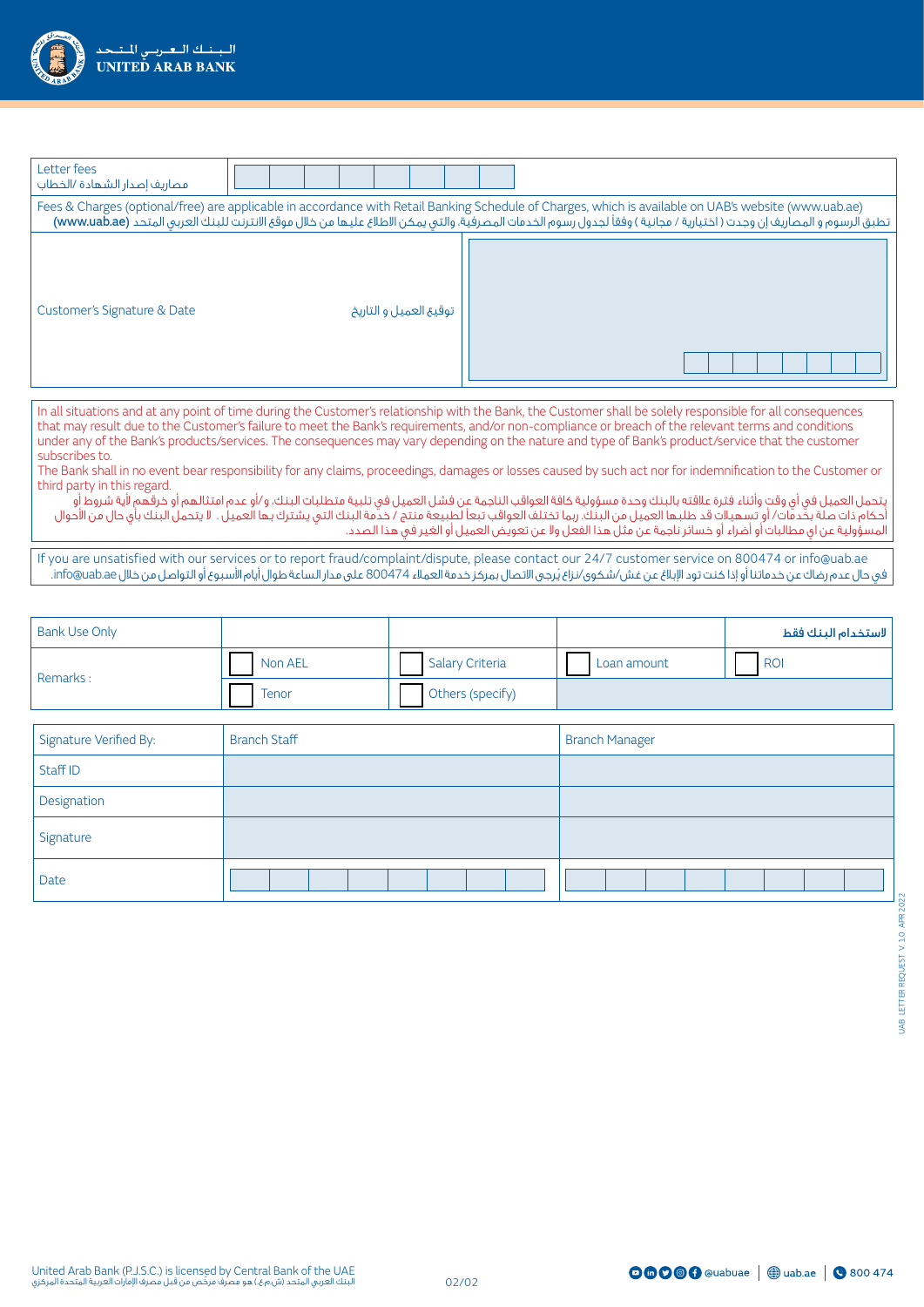| | |
|---|---|
| Letter fees مصاريف إصدار الشهادة /الخطاب | |
| Fees & Charges (optional/free) are applicable in accordance with Retail Banking Schedule of Charges, which is available on UAB's website (www.uab.ae) تطبق الرسوم و المصاريف إن وجدت ( اختيارية / مجانية ) وفقاً لجدول رسوم الخدمات المصرفية، والتي يمكن الاطلاع عليها من خلال موقع الانترنت للبنك العربي المتحد **(www.uab.ae)** | |
| Customer's Signature & Date توقيع العميل و التاريخ | |

In all situations and at any point of time during the Customer's relationship with the Bank, the Customer shall be solely responsible for all consequences that may result due to the Customer's failure to meet the Bank's requirements, and/or non-compliance or breach of the relevant terms and conditions under any of the Bank's products/services. The consequences may vary depending on the nature and type of Bank's product/service that the customer subscribes to.
The Bank shall in no event bear responsibility for any claims, proceedings, damages or losses caused by such act nor for indemnification to the Customer or third party in this regard.
يتحمل العميل في أي وقت وأثناء فترة علاقته بالبنك وحده مسؤولية كافة العواقب الناجمة عن فشل العميل في تلبية متطلبات البنك، و/أو عدم امتثالهم أو خرقهم لأية شروط أو أحكام ذات صلة بخدمات/ أو تسهيلات قد طلبها العميل من البنك. ربما تختلف العواقب تبعاً لطبيعة منتج / خدمة البنك التي يشترك بها العميل . لا يتحمل البنك بأي حال من الأحوال المسؤولية عن اي مطالبات أو أضرار أو خسائر ناجمة عن مثل هذا الفعل ولا عن تعويض العميل أو الغير في هذا الصدد.

If you are unsatisfied with our services or to report fraud/complaint/dispute, please contact our 24/7 customer service on 800474 or info@uab.ae
في حال عدم رضاك عن خدماتنا أو إذا كنت تود الإبلاغ عن غش/شكوى/نزاع يُرجى الاتصال بمركز خدمة العملاء 800474 على مدار الساعة طوال أيام الأسبوع أو التواصل من خلال info@uab.ae.

| Bank Use Only | | | | **لاستخدام البنك فقط** |
|---|---|---|---|---|
| Remarks : | Non AEL | Salary Criteria | Loan amount | ROI |
| | Tenor | Others (specify) | | |

| Signature Verified By: | Branch Staff | Branch Manager |
|---|---|---|
| Staff ID | | |
| Designation | | |
| Signature | | |
| Date | | |

UAB LETTER REQUEST V 1.0 APR 2022

United Arab Bank (P.J.S.C.) is licensed by Central Bank of the UAE
البنك العربي المتحد (ش.م.ع.) هو مصرف مرخص من قبل مصرف الإمارات العربية المتحدة المركزي

@uabuae | uab.ae | 800 474